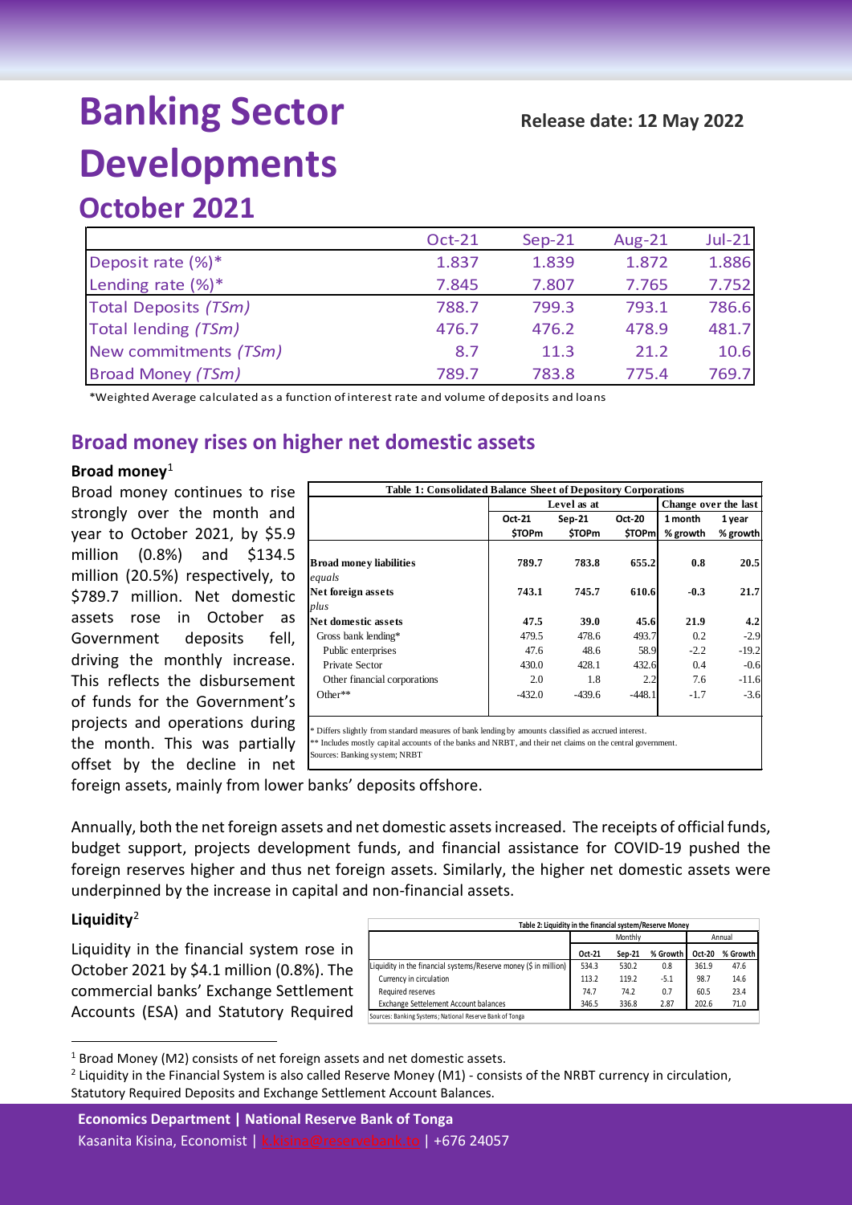# Banking Sector Developments

**Release date: 12 May 2022**

## October 2021

| | Oct-21 | Sep-21 | Aug-21 | Jul-21 |
|---|---|---|---|---|
| Deposit rate (%)* | 1.837 | 1.839 | 1.872 | 1.886 |
| Lending rate (%)* | 7.845 | 7.807 | 7.765 | 7.752 |
| Total Deposits *(TSm)* | 788.7 | 799.3 | 793.1 | 786.6 |
| Total lending *(TSm)* | 476.7 | 476.2 | 478.9 | 481.7 |
| New commitments *(TSm)* | 8.7 | 11.3 | 21.2 | 10.6 |
| Broad Money *(TSm)* | 789.7 | 783.8 | 775.4 | 769.7 |

*Weighted Average calculated as a function of interest rate and volume of deposits and loans

## Broad money rises on higher net domestic assets

### Broad money[1]

Broad money continues to rise strongly over the month and year to October 2021, by $5.9 million (0.8%) and $134.5 million (20.5%) respectively, to $789.7 million. Net domestic assets rose in October as Government deposits fell, driving the monthly increase. This reflects the disbursement of funds for the Government's projects and operations during the month. This was partially offset by the decline in net foreign assets, mainly from lower banks' deposits offshore.

**Table 1: Consolidated Balance Sheet of Depository Corporations**

| | Level as at | | | Change over the last | |
|---|---|---|---|---|---|
| | Oct-21 | Sep-21 | Oct-20 | 1 month | 1 year |
| | $TOPm | $TOPm | $TOPm | % growth | % growth |
| **Broad money liabilities** | **789.7** | **783.8** | **655.2** | **0.8** | **20.5** |
| *equals* | | | | | |
| **Net foreign assets** | **743.1** | **745.7** | **610.6** | **-0.3** | **21.7** |
| *plus* | | | | | |
| **Net domestic assets** | **47.5** | **39.0** | **45.6** | **21.9** | **4.2** |
| Gross bank lending* | 479.5 | 478.6 | 493.7 | 0.2 | -2.9 |
| Public enterprises | 47.6 | 48.6 | 58.9 | -2.2 | -19.2 |
| Private Sector | 430.0 | 428.1 | 432.6 | 0.4 | -0.6 |
| Other financial corporations | 2.0 | 1.8 | 2.2 | 7.6 | -11.6 |
| Other** | -432.0 | -439.6 | -448.1 | -1.7 | -3.6 |

\* Differs slightly from standard measures of bank lending by amounts classified as accrued interest.
\** Includes mostly capital accounts of the banks and NRBT, and their net claims on the central government.
Sources: Banking system; NRBT

Annually, both the net foreign assets and net domestic assets increased. The receipts of official funds, budget support, projects development funds, and financial assistance for COVID-19 pushed the foreign reserves higher and thus net foreign assets. Similarly, the higher net domestic assets were underpinned by the increase in capital and non-financial assets.

### Liquidity[2]

Liquidity in the financial system rose in October 2021 by $4.1 million (0.8%). The commercial banks' Exchange Settlement Accounts (ESA) and Statutory Required

**Table 2: Liquidity in the financial system/Reserve Money**

| | Monthly | | | Annual | |
|---|---|---|---|---|---|
| | Oct-21 | Sep-21 | % Growth | Oct-20 | % Growth |
| Liquidity in the financial systems/Reserve money ($ in million) | 534.3 | 530.2 | 0.8 | 361.9 | 47.6 |
| Currency in circulation | 113.2 | 119.2 | -5.1 | 98.7 | 14.6 |
| Required reserves | 74.7 | 74.2 | 0.7 | 60.5 | 23.4 |
| Exchange Settelement Account balances | 346.5 | 336.8 | 2.87 | 202.6 | 71.0 |

Sources: Banking Systems; National Reserve Bank of Tonga

[1] Broad Money (M2) consists of net foreign assets and net domestic assets.

[2] Liquidity in the Financial System is also called Reserve Money (M1) - consists of the NRBT currency in circulation, Statutory Required Deposits and Exchange Settlement Account Balances.

**Economics Department | National Reserve Bank of Tonga**
Kasanita Kisina, Economist | k.kisina@reservebank.to | +676 24057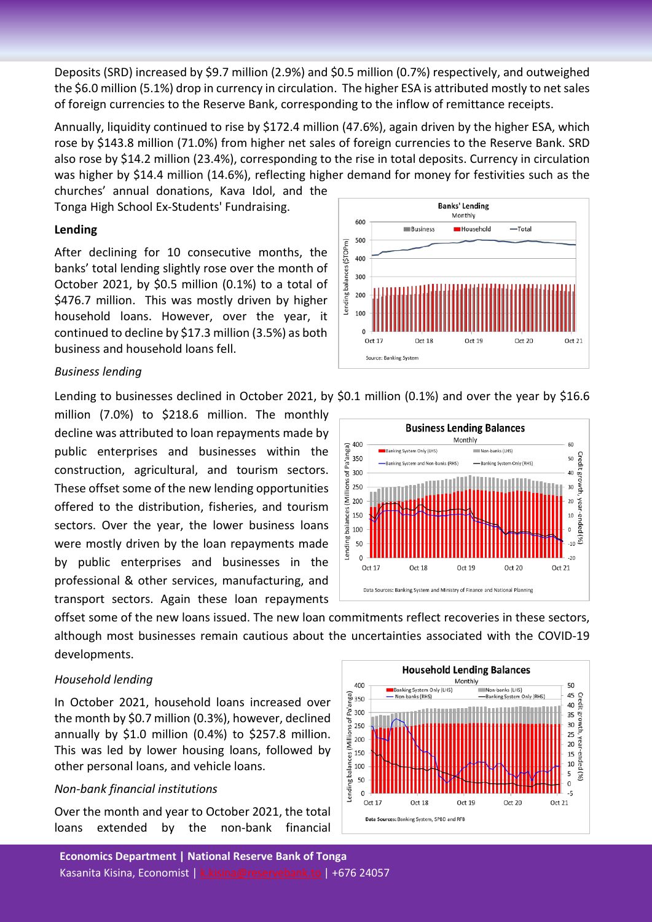Deposits (SRD) increased by $9.7 million (2.9%) and $0.5 million (0.7%) respectively, and outweighed the $6.0 million (5.1%) drop in currency in circulation. The higher ESA is attributed mostly to net sales of foreign currencies to the Reserve Bank, corresponding to the inflow of remittance receipts.

Annually, liquidity continued to rise by $172.4 million (47.6%), again driven by the higher ESA, which rose by $143.8 million (71.0%) from higher net sales of foreign currencies to the Reserve Bank. SRD also rose by $14.2 million (23.4%), corresponding to the rise in total deposits. Currency in circulation was higher by $14.4 million (14.6%), reflecting higher demand for money for festivities such as the churches' annual donations, Kava Idol, and the Tonga High School Ex-Students' Fundraising.

### Lending

After declining for 10 consecutive months, the banks' total lending slightly rose over the month of October 2021, by $0.5 million (0.1%) to a total of $476.7 million. This was mostly driven by higher household loans. However, over the year, it continued to decline by $17.3 million (3.5%) as both business and household loans fell.

*Business lending*

Lending to businesses declined in October 2021, by $0.1 million (0.1%) and over the year by $16.6 million (7.0%) to $218.6 million. The monthly decline was attributed to loan repayments made by public enterprises and businesses within the construction, agricultural, and tourism sectors. These offset some of the new lending opportunities offered to the distribution, fisheries, and tourism sectors. Over the year, the lower business loans were mostly driven by the loan repayments made by public enterprises and businesses in the professional & other services, manufacturing, and transport sectors. Again these loan repayments offset some of the new loans issued. The new loan commitments reflect recoveries in these sectors, although most businesses remain cautious about the uncertainties associated with the COVID-19 developments.

*Household lending*

In October 2021, household loans increased over the month by $0.7 million (0.3%), however, declined annually by $1.0 million (0.4%) to $257.8 million. This was led by lower housing loans, followed by other personal loans, and vehicle loans.

*Non-bank financial institutions*

Over the month and year to October 2021, the total loans extended by the non-bank financial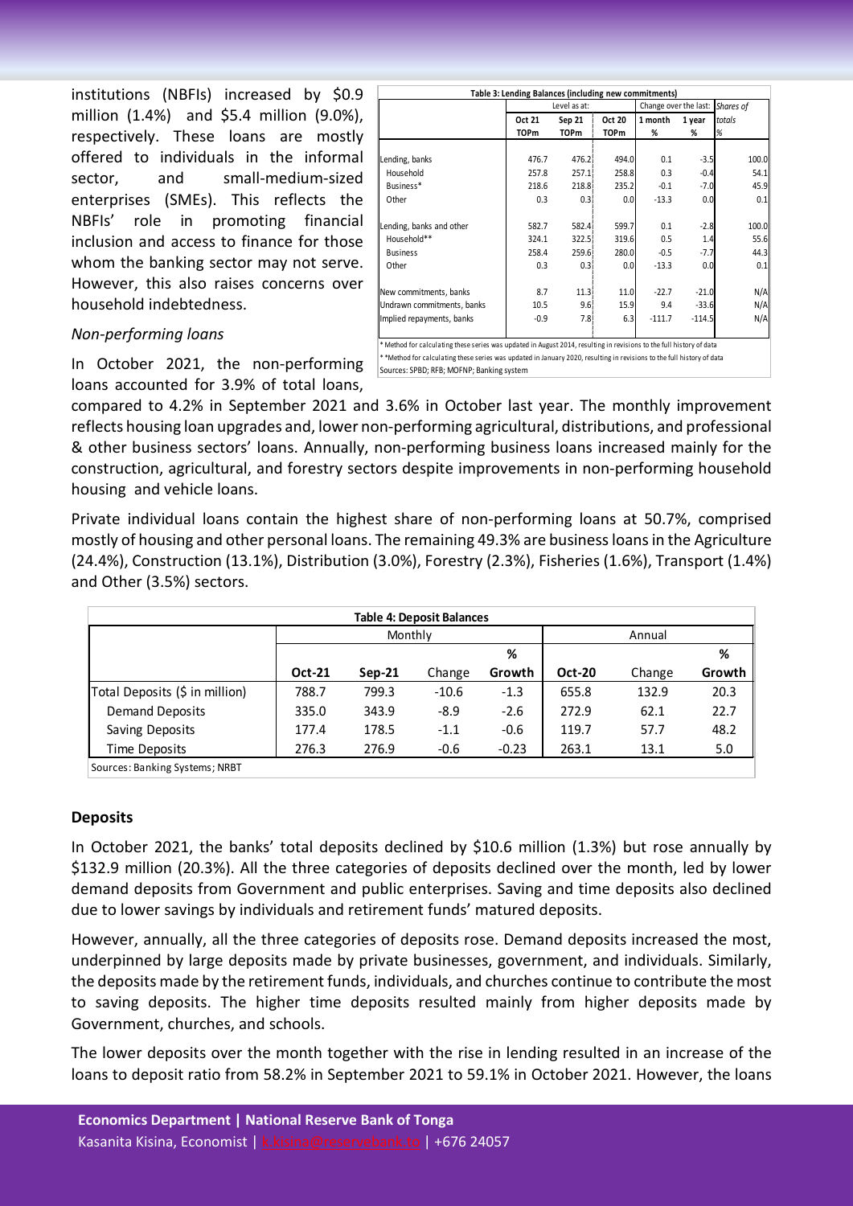institutions (NBFIs) increased by $0.9 million (1.4%) and $5.4 million (9.0%), respectively. These loans are mostly offered to individuals in the informal sector, and small-medium-sized enterprises (SMEs). This reflects the NBFIs' role in promoting financial inclusion and access to finance for those whom the banking sector may not serve. However, this also raises concerns over household indebtedness.

| Table 3: Lending Balances (including new commitments) | | | | | | |
|---|---|---|---|---|---|---|
| | Level as at: | | | Change over the last: | | Shares of |
| | Oct 21 TOPm | Sep 21 TOPm | Oct 20 TOPm | 1 month % | 1 year % | totals % |
| Lending, banks | 476.7 | 476.2 | 494.0 | 0.1 | -3.5 | 100.0 |
| Household | 257.8 | 257.1 | 258.8 | 0.3 | -0.4 | 54.1 |
| Business* | 218.6 | 218.8 | 235.2 | -0.1 | -7.0 | 45.9 |
| Other | 0.3 | 0.3 | 0.0 | -13.3 | 0.0 | 0.1 |
| Lending, banks and other | 582.7 | 582.4 | 599.7 | 0.1 | -2.8 | 100.0 |
| Household** | 324.1 | 322.5 | 319.6 | 0.5 | 1.4 | 55.6 |
| Business | 258.4 | 259.6 | 280.0 | -0.5 | -7.7 | 44.3 |
| Other | 0.3 | 0.3 | 0.0 | -13.3 | 0.0 | 0.1 |
| New commitments, banks | 8.7 | 11.3 | 11.0 | -22.7 | -21.0 | N/A |
| Undrawn commitments, banks | 10.5 | 9.6 | 15.9 | 9.4 | -33.6 | N/A |
| Implied repayments, banks | -0.9 | 7.8 | 6.3 | -111.7 | -114.5 | N/A |

* Method for calculating these series was updated in August 2014, resulting in revisions to the full history of data
**Method for calculating these series was updated in January 2020, resulting in revisions to the full history of data
Sources: SPBD; RFB; MOFNP; Banking system

*Non-performing loans*

In October 2021, the non-performing loans accounted for 3.9% of total loans, compared to 4.2% in September 2021 and 3.6% in October last year. The monthly improvement reflects housing loan upgrades and, lower non-performing agricultural, distributions, and professional & other business sectors' loans. Annually, non-performing business loans increased mainly for the construction, agricultural, and forestry sectors despite improvements in non-performing household housing and vehicle loans.

Private individual loans contain the highest share of non-performing loans at 50.7%, comprised mostly of housing and other personal loans. The remaining 49.3% are business loans in the Agriculture (24.4%), Construction (13.1%), Distribution (3.0%), Forestry (2.3%), Fisheries (1.6%), Transport (1.4%) and Other (3.5%) sectors.

| Table 4: Deposit Balances | | | | | | | |
|---|---|---|---|---|---|---|---|
| | Monthly | | | | Annual | | |
| | Oct-21 | Sep-21 | Change | % Growth | Oct-20 | Change | % Growth |
| Total Deposits ($ in million) | 788.7 | 799.3 | -10.6 | -1.3 | 655.8 | 132.9 | 20.3 |
| Demand Deposits | 335.0 | 343.9 | -8.9 | -2.6 | 272.9 | 62.1 | 22.7 |
| Saving Deposits | 177.4 | 178.5 | -1.1 | -0.6 | 119.7 | 57.7 | 48.2 |
| Time Deposits | 276.3 | 276.9 | -0.6 | -0.23 | 263.1 | 13.1 | 5.0 |

Sources: Banking Systems; NRBT

**Deposits**

In October 2021, the banks' total deposits declined by $10.6 million (1.3%) but rose annually by $132.9 million (20.3%). All the three categories of deposits declined over the month, led by lower demand deposits from Government and public enterprises. Saving and time deposits also declined due to lower savings by individuals and retirement funds' matured deposits.

However, annually, all the three categories of deposits rose. Demand deposits increased the most, underpinned by large deposits made by private businesses, government, and individuals. Similarly, the deposits made by the retirement funds, individuals, and churches continue to contribute the most to saving deposits. The higher time deposits resulted mainly from higher deposits made by Government, churches, and schools.

The lower deposits over the month together with the rise in lending resulted in an increase of the loans to deposit ratio from 58.2% in September 2021 to 59.1% in October 2021. However, the loans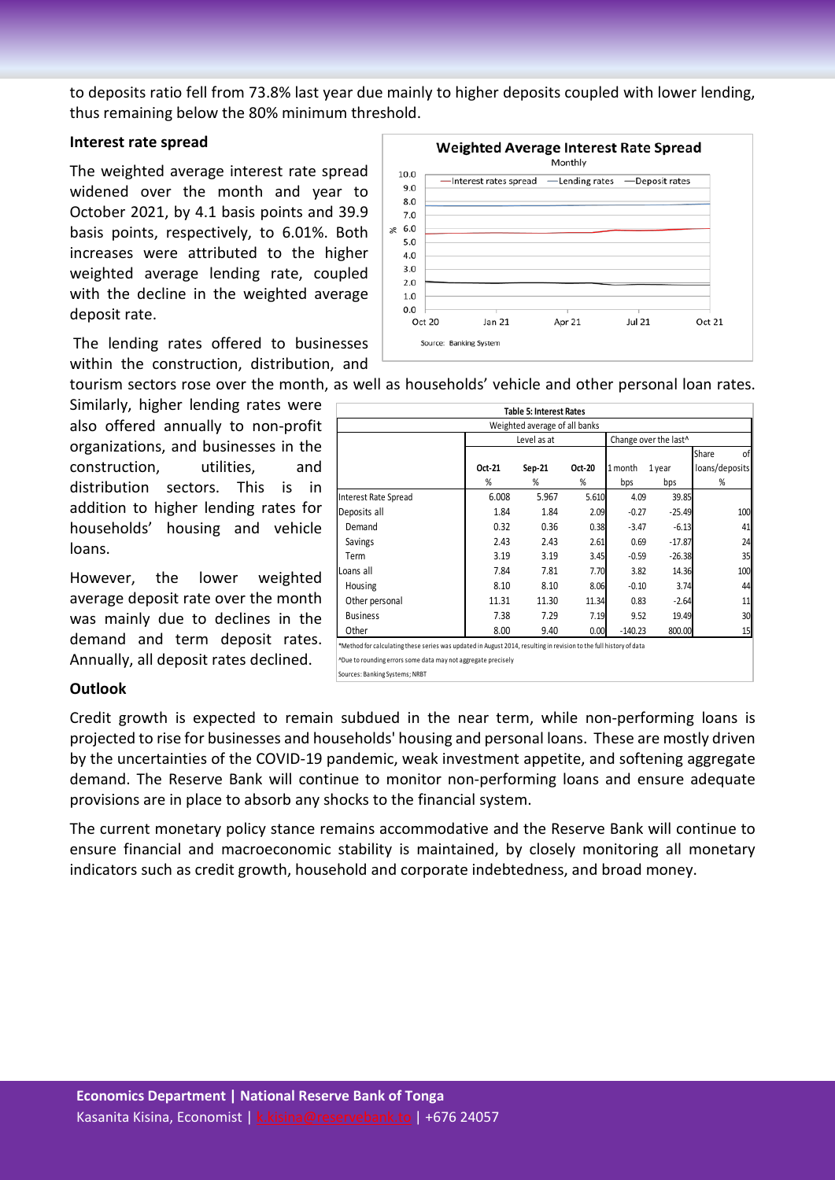to deposits ratio fell from 73.8% last year due mainly to higher deposits coupled with lower lending, thus remaining below the 80% minimum threshold.

### Interest rate spread

The weighted average interest rate spread widened over the month and year to October 2021, by 4.1 basis points and 39.9 basis points, respectively, to 6.01%. Both increases were attributed to the higher weighted average lending rate, coupled with the decline in the weighted average deposit rate.

Weighted Average Interest Rate Spread
Monthly
Interest rates spread — Lending rates — Deposit rates
%
10.0
9.0
8.0
7.0
6.0
5.0
4.0
3.0
2.0
1.0
0.0
Oct 20 Jan 21 Apr 21 Jul 21 Oct 21
Source: Banking System

The lending rates offered to businesses within the construction, distribution, and tourism sectors rose over the month, as well as households' vehicle and other personal loan rates. Similarly, higher lending rates were also offered annually to non-profit organizations, and businesses in the construction, utilities, and distribution sectors. This is in addition to higher lending rates for households' housing and vehicle loans.

However, the lower weighted average deposit rate over the month was mainly due to declines in the demand and term deposit rates. Annually, all deposit rates declined.

**Table 5: Interest Rates**

Weighted average of all banks

| | Level as at | | | Change over the last^ | | |
|---|---|---|---|---|---|---|
| | Oct-21 | Sep-21 | Oct-20 | 1 month | 1 year | Share of loans/deposits |
| | % | % | % | bps | bps | % |
| Interest Rate Spread | 6.008 | 5.967 | 5.610 | 4.09 | 39.85 | |
| Deposits all | 1.84 | 1.84 | 2.09 | -0.27 | -25.49 | 100 |
| Demand | 0.32 | 0.36 | 0.38 | -3.47 | -6.13 | 41 |
| Savings | 2.43 | 2.43 | 2.61 | 0.69 | -17.87 | 24 |
| Term | 3.19 | 3.19 | 3.45 | -0.59 | -26.38 | 35 |
| Loans all | 7.84 | 7.81 | 7.70 | 3.82 | 14.36 | 100 |
| Housing | 8.10 | 8.10 | 8.06 | -0.10 | 3.74 | 44 |
| Other personal | 11.31 | 11.30 | 11.34 | 0.83 | -2.64 | 11 |
| Business | 7.38 | 7.29 | 7.19 | 9.52 | 19.49 | 30 |
| Other | 8.00 | 9.40 | 0.00 | -140.23 | 800.00 | 15 |

*Method for calculating these series was updated in August 2014, resulting in revision to the full history of data

^Due to rounding errors some data may not aggregate precisely

Sources: Banking Systems; NRBT

### Outlook

Credit growth is expected to remain subdued in the near term, while non-performing loans is projected to rise for businesses and households' housing and personal loans. These are mostly driven by the uncertainties of the COVID-19 pandemic, weak investment appetite, and softening aggregate demand. The Reserve Bank will continue to monitor non-performing loans and ensure adequate provisions are in place to absorb any shocks to the financial system.

The current monetary policy stance remains accommodative and the Reserve Bank will continue to ensure financial and macroeconomic stability is maintained, by closely monitoring all monetary indicators such as credit growth, household and corporate indebtedness, and broad money.

**Economics Department | National Reserve Bank of Tonga**
Kasanita Kisina, Economist | k.kisina@reservebank.to | +676 24057